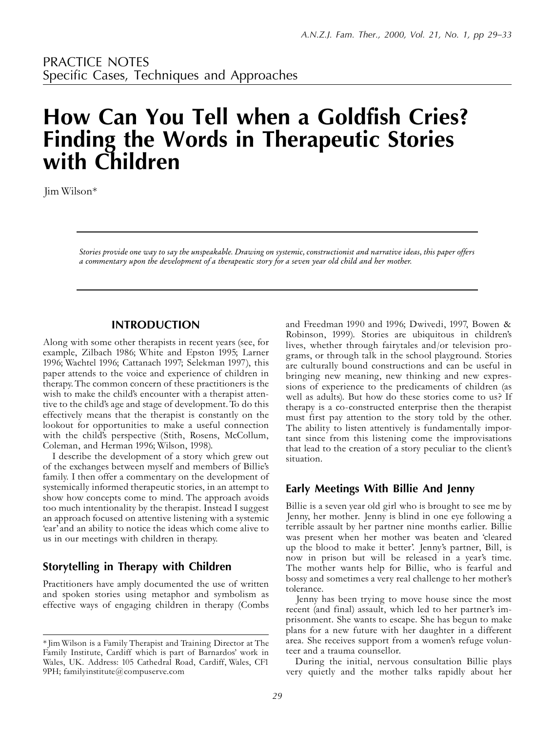PRACTICE NOTES
Specific Cases, Techniques and Approaches

# How Can You Tell when a Goldfish Cries? Finding the Words in Therapeutic Stories with Children

Jim Wilson*

*Stories provide one way to say the unspeakable. Drawing on systemic, constructionist and narrative ideas, this paper offers a commentary upon the development of a therapeutic story for a seven year old child and her mother.*

## INTRODUCTION

Along with some other therapists in recent years (see, for example, Zilbach 1986; White and Epston 1995; Larner 1996; Wachtel 1996; Cattanach 1997; Selekman 1997), this paper attends to the voice and experience of children in therapy. The common concern of these practitioners is the wish to make the child's encounter with a therapist attentive to the child's age and stage of development. To do this effectively means that the therapist is constantly on the lookout for opportunities to make a useful connection with the child's perspective (Stith, Rosens, McCollum, Coleman, and Herman 1996; Wilson, 1998).

I describe the development of a story which grew out of the exchanges between myself and members of Billie's family. I then offer a commentary on the development of systemically informed therapeutic stories, in an attempt to show how concepts come to mind. The approach avoids too much intentionality by the therapist. Instead I suggest an approach focused on attentive listening with a systemic 'ear' and an ability to notice the ideas which come alive to us in our meetings with children in therapy.

### Storytelling in Therapy with Children

Practitioners have amply documented the use of written and spoken stories using metaphor and symbolism as effective ways of engaging children in therapy (Combs and Freedman 1990 and 1996; Dwivedi, 1997, Bowen & Robinson, 1999). Stories are ubiquitous in children's lives, whether through fairytales and/or television programs, or through talk in the school playground. Stories are culturally bound constructions and can be useful in bringing new meaning, new thinking and new expressions of experience to the predicaments of children (as well as adults). But how do these stories come to us? If therapy is a co-constructed enterprise then the therapist must first pay attention to the story told by the other. The ability to listen attentively is fundamentally important since from this listening come the improvisations that lead to the creation of a story peculiar to the client's situation.

### Early Meetings With Billie And Jenny

Billie is a seven year old girl who is brought to see me by Jenny, her mother. Jenny is blind in one eye following a terrible assault by her partner nine months earlier. Billie was present when her mother was beaten and 'cleared up the blood to make it better'. Jenny's partner, Bill, is now in prison but will be released in a year's time. The mother wants help for Billie, who is fearful and bossy and sometimes a very real challenge to her mother's tolerance.

Jenny has been trying to move house since the most recent (and final) assault, which led to her partner's imprisonment. She wants to escape. She has begun to make plans for a new future with her daughter in a different area. She receives support from a women's refuge volunteer and a trauma counsellor.

During the initial, nervous consultation Billie plays very quietly and the mother talks rapidly about her

\* Jim Wilson is a Family Therapist and Training Director at The Family Institute, Cardiff which is part of Barnardos' work in Wales, UK. Address: 105 Cathedral Road, Cardiff, Wales, CF1 9PH; familyinstitute@compuserve.com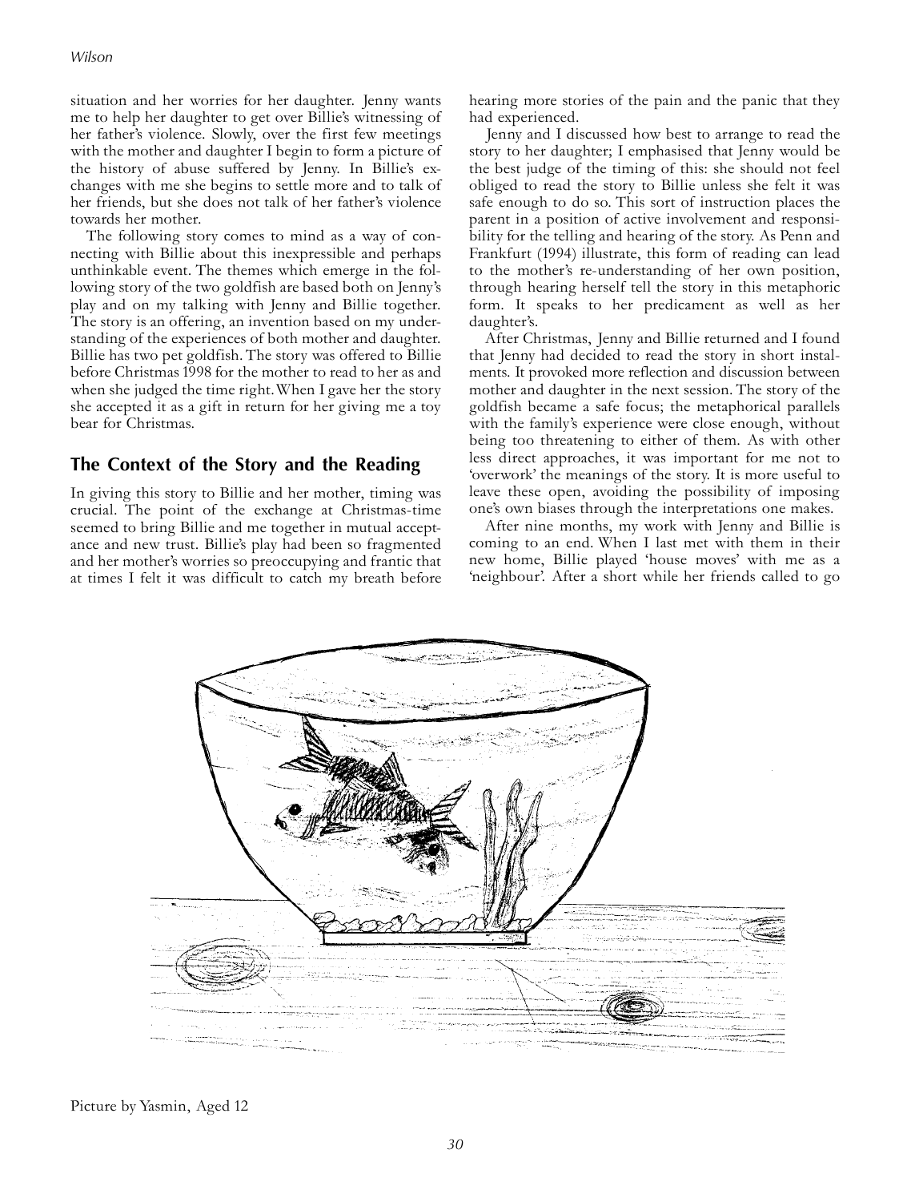situation and her worries for her daughter. Jenny wants me to help her daughter to get over Billie's witnessing of her father's violence. Slowly, over the first few meetings with the mother and daughter I begin to form a picture of the history of abuse suffered by Jenny. In Billie's exchanges with me she begins to settle more and to talk of her friends, but she does not talk of her father's violence towards her mother.

The following story comes to mind as a way of connecting with Billie about this inexpressible and perhaps unthinkable event. The themes which emerge in the following story of the two goldfish are based both on Jenny's play and on my talking with Jenny and Billie together. The story is an offering, an invention based on my understanding of the experiences of both mother and daughter. Billie has two pet goldfish. The story was offered to Billie before Christmas 1998 for the mother to read to her as and when she judged the time right. When I gave her the story she accepted it as a gift in return for her giving me a toy bear for Christmas.

## The Context of the Story and the Reading

In giving this story to Billie and her mother, timing was crucial. The point of the exchange at Christmas-time seemed to bring Billie and me together in mutual acceptance and new trust. Billie's play had been so fragmented and her mother's worries so preoccupying and frantic that at times I felt it was difficult to catch my breath before hearing more stories of the pain and the panic that they had experienced.

Jenny and I discussed how best to arrange to read the story to her daughter; I emphasised that Jenny would be the best judge of the timing of this: she should not feel obliged to read the story to Billie unless she felt it was safe enough to do so. This sort of instruction places the parent in a position of active involvement and responsibility for the telling and hearing of the story. As Penn and Frankfurt (1994) illustrate, this form of reading can lead to the mother's re-understanding of her own position, through hearing herself tell the story in this metaphoric form. It speaks to her predicament as well as her daughter's.

After Christmas, Jenny and Billie returned and I found that Jenny had decided to read the story in short instalments. It provoked more reflection and discussion between mother and daughter in the next session. The story of the goldfish became a safe focus; the metaphorical parallels with the family's experience were close enough, without being too threatening to either of them. As with other less direct approaches, it was important for me not to 'overwork' the meanings of the story. It is more useful to leave these open, avoiding the possibility of imposing one's own biases through the interpretations one makes.

After nine months, my work with Jenny and Billie is coming to an end. When I last met with them in their new home, Billie played 'house moves' with me as a 'neighbour'. After a short while her friends called to go

Picture by Yasmin, Aged 12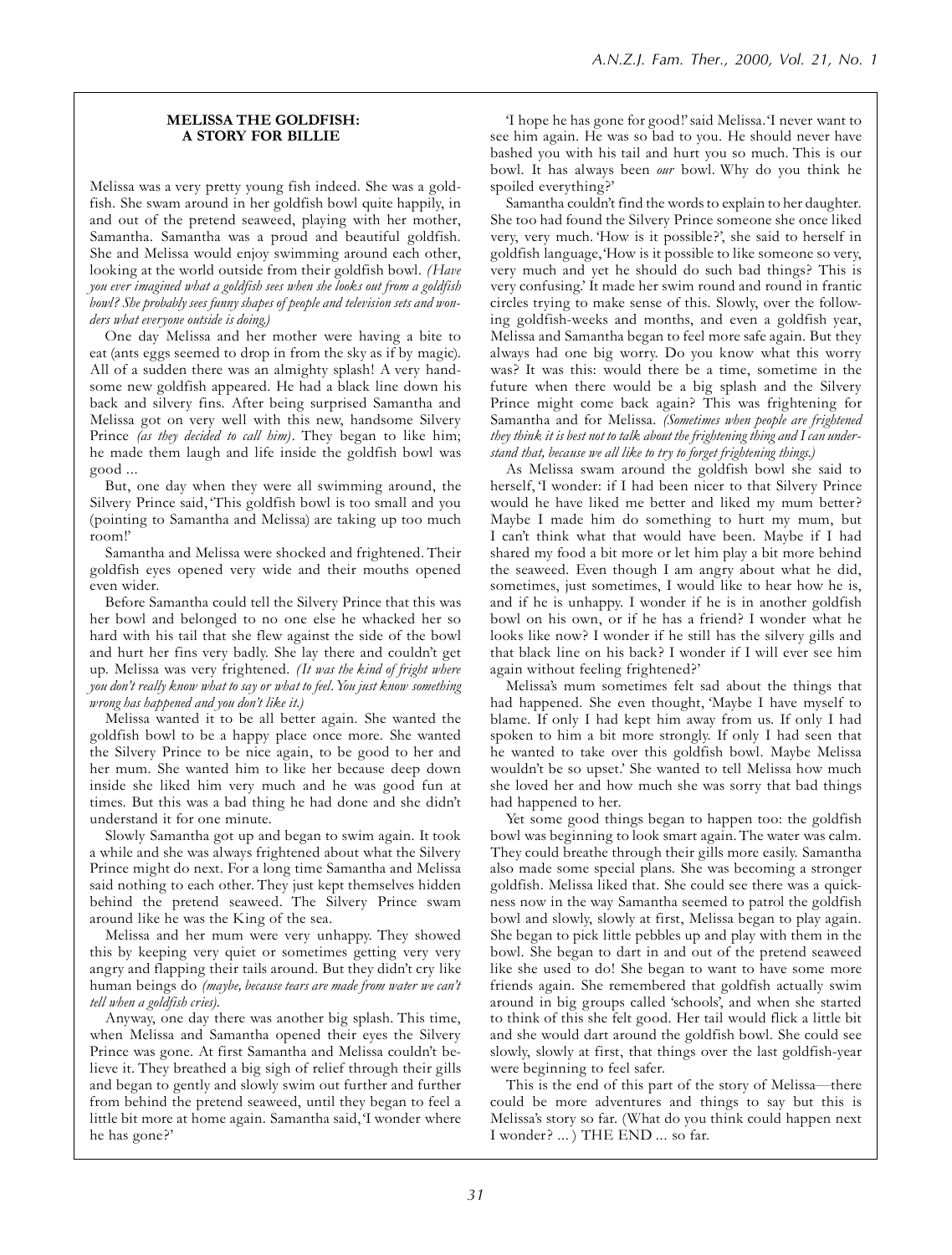## MELISSA THE GOLDFISH: A STORY FOR BILLIE

Melissa was a very pretty young fish indeed. She was a goldfish. She swam around in her goldfish bowl quite happily, in and out of the pretend seaweed, playing with her mother, Samantha. Samantha was a proud and beautiful goldfish. She and Melissa would enjoy swimming around each other, looking at the world outside from their goldfish bowl. *(Have you ever imagined what a goldfish sees when she looks out from a goldfish bowl? She probably sees funny shapes of people and television sets and wonders what everyone outside is doing.)*

One day Melissa and her mother were having a bite to eat (ants eggs seemed to drop in from the sky as if by magic). All of a sudden there was an almighty splash! A very handsome new goldfish appeared. He had a black line down his back and silvery fins. After being surprised Samantha and Melissa got on very well with this new, handsome Silvery Prince *(as they decided to call him)*. They began to like him; he made them laugh and life inside the goldfish bowl was good ...

But, one day when they were all swimming around, the Silvery Prince said, 'This goldfish bowl is too small and you (pointing to Samantha and Melissa) are taking up too much room!'

Samantha and Melissa were shocked and frightened. Their goldfish eyes opened very wide and their mouths opened even wider.

Before Samantha could tell the Silvery Prince that this was her bowl and belonged to no one else he whacked her so hard with his tail that she flew against the side of the bowl and hurt her fins very badly. She lay there and couldn't get up. Melissa was very frightened. *(It was the kind of fright where you don't really know what to say or what to feel. You just know something wrong has happened and you don't like it.)*

Melissa wanted it to be all better again. She wanted the goldfish bowl to be a happy place once more. She wanted the Silvery Prince to be nice again, to be good to her and her mum. She wanted him to like her because deep down inside she liked him very much and he was good fun at times. But this was a bad thing he had done and she didn't understand it for one minute.

Slowly Samantha got up and began to swim again. It took a while and she was always frightened about what the Silvery Prince might do next. For a long time Samantha and Melissa said nothing to each other. They just kept themselves hidden behind the pretend seaweed. The Silvery Prince swam around like he was the King of the sea.

Melissa and her mum were very unhappy. They showed this by keeping very quiet or sometimes getting very very angry and flapping their tails around. But they didn't cry like human beings do *(maybe, because tears are made from water we can't tell when a goldfish cries)*.

Anyway, one day there was another big splash. This time, when Melissa and Samantha opened their eyes the Silvery Prince was gone. At first Samantha and Melissa couldn't believe it. They breathed a big sigh of relief through their gills and began to gently and slowly swim out further and further from behind the pretend seaweed, until they began to feel a little bit more at home again. Samantha said, 'I wonder where he has gone?'

'I hope he has gone for good!' said Melissa. 'I never want to see him again. He was so bad to you. He should never have bashed you with his tail and hurt you so much. This is our bowl. It has always been *our* bowl. Why do you think he spoiled everything?'

Samantha couldn't find the words to explain to her daughter. She too had found the Silvery Prince someone she once liked very, very much. 'How is it possible?', she said to herself in goldfish language, 'How is it possible to like someone so very, very much and yet he should do such bad things? This is very confusing.' It made her swim round and round in frantic circles trying to make sense of this. Slowly, over the following goldfish-weeks and months, and even a goldfish year, Melissa and Samantha began to feel more safe again. But they always had one big worry. Do you know what this worry was? It was this: would there be a time, sometime in the future when there would be a big splash and the Silvery Prince might come back again? This was frightening for Samantha and for Melissa. *(Sometimes when people are frightened they think it is best not to talk about the frightening thing and I can understand that, because we all like to try to forget frightening things.)*

As Melissa swam around the goldfish bowl she said to herself, 'I wonder: if I had been nicer to that Silvery Prince would he have liked me better and liked my mum better? Maybe I made him do something to hurt my mum, but I can't think what that would have been. Maybe if I had shared my food a bit more or let him play a bit more behind the seaweed. Even though I am angry about what he did, sometimes, just sometimes, I would like to hear how he is, and if he is unhappy. I wonder if he is in another goldfish bowl on his own, or if he has a friend? I wonder what he looks like now? I wonder if he still has the silvery gills and that black line on his back? I wonder if I will ever see him again without feeling frightened?'

Melissa's mum sometimes felt sad about the things that had happened. She even thought, 'Maybe I have myself to blame. If only I had kept him away from us. If only I had spoken to him a bit more strongly. If only I had seen that he wanted to take over this goldfish bowl. Maybe Melissa wouldn't be so upset.' She wanted to tell Melissa how much she loved her and how much she was sorry that bad things had happened to her.

Yet some good things began to happen too: the goldfish bowl was beginning to look smart again. The water was calm. They could breathe through their gills more easily. Samantha also made some special plans. She was becoming a stronger goldfish. Melissa liked that. She could see there was a quickness now in the way Samantha seemed to patrol the goldfish bowl and slowly, slowly at first, Melissa began to play again. She began to pick little pebbles up and play with them in the bowl. She began to dart in and out of the pretend seaweed like she used to do! She began to want to have some more friends again. She remembered that goldfish actually swim around in big groups called 'schools', and when she started to think of this she felt good. Her tail would flick a little bit and she would dart around the goldfish bowl. She could see slowly, slowly at first, that things over the last goldfish-year were beginning to feel safer.

This is the end of this part of the story of Melissa—there could be more adventures and things to say but this is Melissa's story so far. (What do you think could happen next I wonder? ... ) THE END ... so far.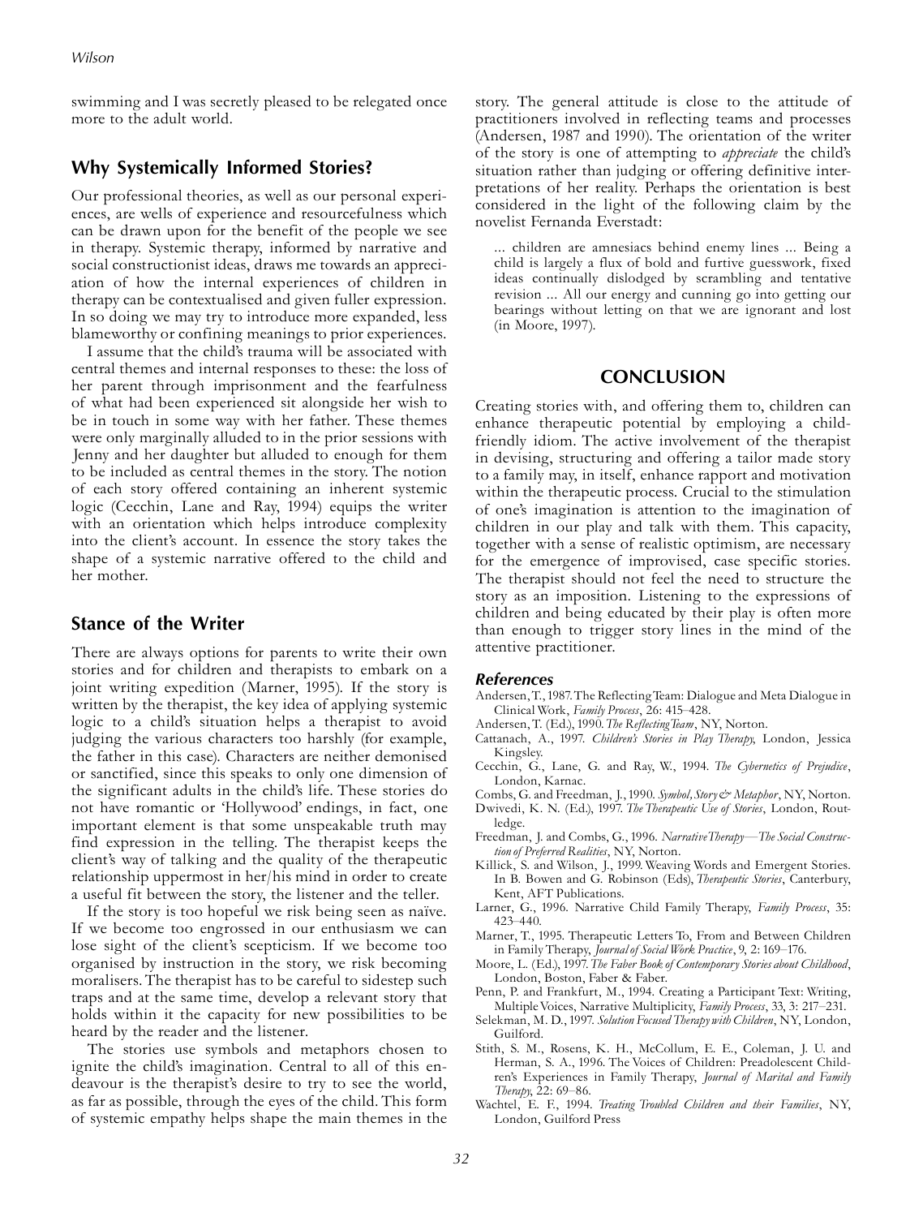swimming and I was secretly pleased to be relegated once more to the adult world.

## Why Systemically Informed Stories?

Our professional theories, as well as our personal experiences, are wells of experience and resourcefulness which can be drawn upon for the benefit of the people we see in therapy. Systemic therapy, informed by narrative and social constructionist ideas, draws me towards an appreciation of how the internal experiences of children in therapy can be contextualised and given fuller expression. In so doing we may try to introduce more expanded, less blameworthy or confining meanings to prior experiences.

I assume that the child's trauma will be associated with central themes and internal responses to these: the loss of her parent through imprisonment and the fearfulness of what had been experienced sit alongside her wish to be in touch in some way with her father. These themes were only marginally alluded to in the prior sessions with Jenny and her daughter but alluded to enough for them to be included as central themes in the story. The notion of each story offered containing an inherent systemic logic (Cecchin, Lane and Ray, 1994) equips the writer with an orientation which helps introduce complexity into the client's account. In essence the story takes the shape of a systemic narrative offered to the child and her mother.

## Stance of the Writer

There are always options for parents to write their own stories and for children and therapists to embark on a joint writing expedition (Marner, 1995). If the story is written by the therapist, the key idea of applying systemic logic to a child's situation helps a therapist to avoid judging the various characters too harshly (for example, the father in this case). Characters are neither demonised or sanctified, since this speaks to only one dimension of the significant adults in the child's life. These stories do not have romantic or 'Hollywood' endings, in fact, one important element is that some unspeakable truth may find expression in the telling. The therapist keeps the client's way of talking and the quality of the therapeutic relationship uppermost in her/his mind in order to create a useful fit between the story, the listener and the teller.

If the story is too hopeful we risk being seen as naïve. If we become too engrossed in our enthusiasm we can lose sight of the client's scepticism. If we become too organised by instruction in the story, we risk becoming moralisers. The therapist has to be careful to sidestep such traps and at the same time, develop a relevant story that holds within it the capacity for new possibilities to be heard by the reader and the listener.

The stories use symbols and metaphors chosen to ignite the child's imagination. Central to all of this endeavour is the therapist's desire to try to see the world, as far as possible, through the eyes of the child. This form of systemic empathy helps shape the main themes in the story. The general attitude is close to the attitude of practitioners involved in reflecting teams and processes (Andersen, 1987 and 1990). The orientation of the writer of the story is one of attempting to *appreciate* the child's situation rather than judging or offering definitive interpretations of her reality. Perhaps the orientation is best considered in the light of the following claim by the novelist Fernanda Everstadt:

> ... children are amnesiacs behind enemy lines ... Being a child is largely a flux of bold and furtive guesswork, fixed ideas continually dislodged by scrambling and tentative revision ... All our energy and cunning go into getting our bearings without letting on that we are ignorant and lost (in Moore, 1997).

## CONCLUSION

Creating stories with, and offering them to, children can enhance therapeutic potential by employing a child-friendly idiom. The active involvement of the therapist in devising, structuring and offering a tailor made story to a family may, in itself, enhance rapport and motivation within the therapeutic process. Crucial to the stimulation of one's imagination is attention to the imagination of children in our play and talk with them. This capacity, together with a sense of realistic optimism, are necessary for the emergence of improvised, case specific stories. The therapist should not feel the need to structure the story as an imposition. Listening to the expressions of children and being educated by their play is often more than enough to trigger story lines in the mind of the attentive practitioner.

### *References*

Andersen, T., 1987. The Reflecting Team: Dialogue and Meta Dialogue in Clinical Work, *Family Process*, 26: 415–428.

Andersen, T. (Ed.), 1990. *The Reflecting Team*, NY, Norton.

Cattanach, A., 1997. *Children's Stories in Play Therapy*, London, Jessica Kingsley.

Cecchin, G., Lane, G. and Ray, W., 1994. *The Cybernetics of Prejudice*, London, Karnac.

Combs, G. and Freedman, J., 1990. *Symbol, Story & Metaphor*, NY, Norton.

Dwivedi, K. N. (Ed.), 1997. *The Therapeutic Use of Stories*, London, Routledge.

Freedman, J. and Combs, G., 1996. *Narrative Therapy—The Social Construction of Preferred Realities*, NY, Norton.

Killick, S. and Wilson, J., 1999. Weaving Words and Emergent Stories. In B. Bowen and G. Robinson (Eds), *Therapeutic Stories*, Canterbury, Kent, AFT Publications.

Larner, G., 1996. Narrative Child Family Therapy, *Family Process*, 35: 423–440.

Marner, T., 1995. Therapeutic Letters To, From and Between Children in Family Therapy, *Journal of Social Work Practice*, 9, 2: 169–176.

Moore, L. (Ed.), 1997. *The Faber Book of Contemporary Stories about Childhood*, London, Boston, Faber & Faber.

Penn, P. and Frankfurt, M., 1994. Creating a Participant Text: Writing, Multiple Voices, Narrative Multiplicity, *Family Process*, 33, 3: 217–231.

Selekman, M. D., 1997. *Solution Focused Therapy with Children*, NY, London, Guilford.

Stith, S. M., Rosens, K. H., McCollum, E. E., Coleman, J. U. and Herman, S. A., 1996. The Voices of Children: Preadolescent Children's Experiences in Family Therapy, *Journal of Marital and Family Therapy*, 22: 69–86.

Wachtel, E. F., 1994. *Treating Troubled Children and their Families*, NY, London, Guilford Press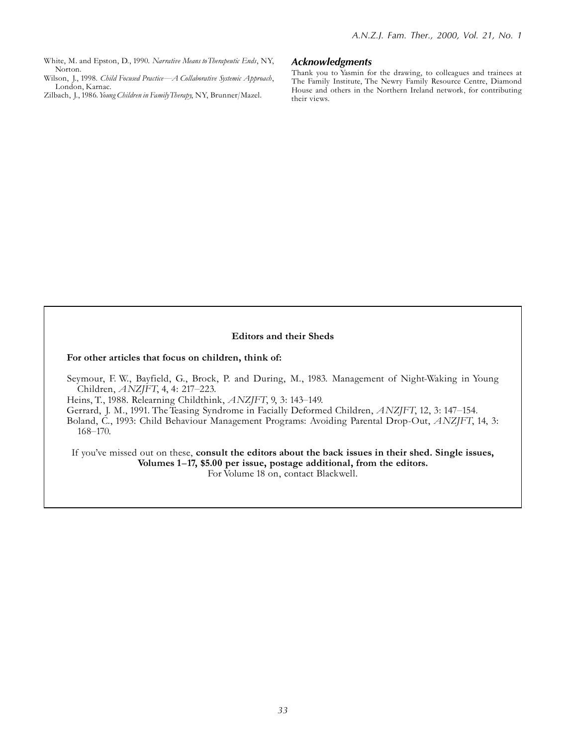White, M. and Epston, D., 1990. *Narrative Means to Therapeutic Ends*, NY, Norton.

Wilson, J., 1998. *Child Focused Practice—A Collaborative Systemic Approach*, London, Karnac.

Zilbach, J., 1986. *Young Children in Family Therapy*, NY, Brunner/Mazel.

## Acknowledgments

Thank you to Yasmin for the drawing, to colleagues and trainees at The Family Institute, The Newry Family Resource Centre, Diamond House and others in the Northern Ireland network, for contributing their views.

---

**Editors and their Sheds**

**For other articles that focus on children, think of:**

Seymour, F. W., Bayfield, G., Brock, P. and During, M., 1983. Management of Night-Waking in Young Children, *ANZJFT*, 4, 4: 217–223.

Heins, T., 1988. Relearning Childthink, *ANZJFT*, 9, 3: 143–149.

Gerrard, J. M., 1991. The Teasing Syndrome in Facially Deformed Children, *ANZJFT*, 12, 3: 147–154.

Boland, C., 1993: Child Behaviour Management Programs: Avoiding Parental Drop-Out, *ANZJFT*, 14, 3: 168–170.

If you've missed out on these, **consult the editors about the back issues in their shed. Single issues, Volumes 1–17, $5.00 per issue, postage additional, from the editors.**
For Volume 18 on, contact Blackwell.